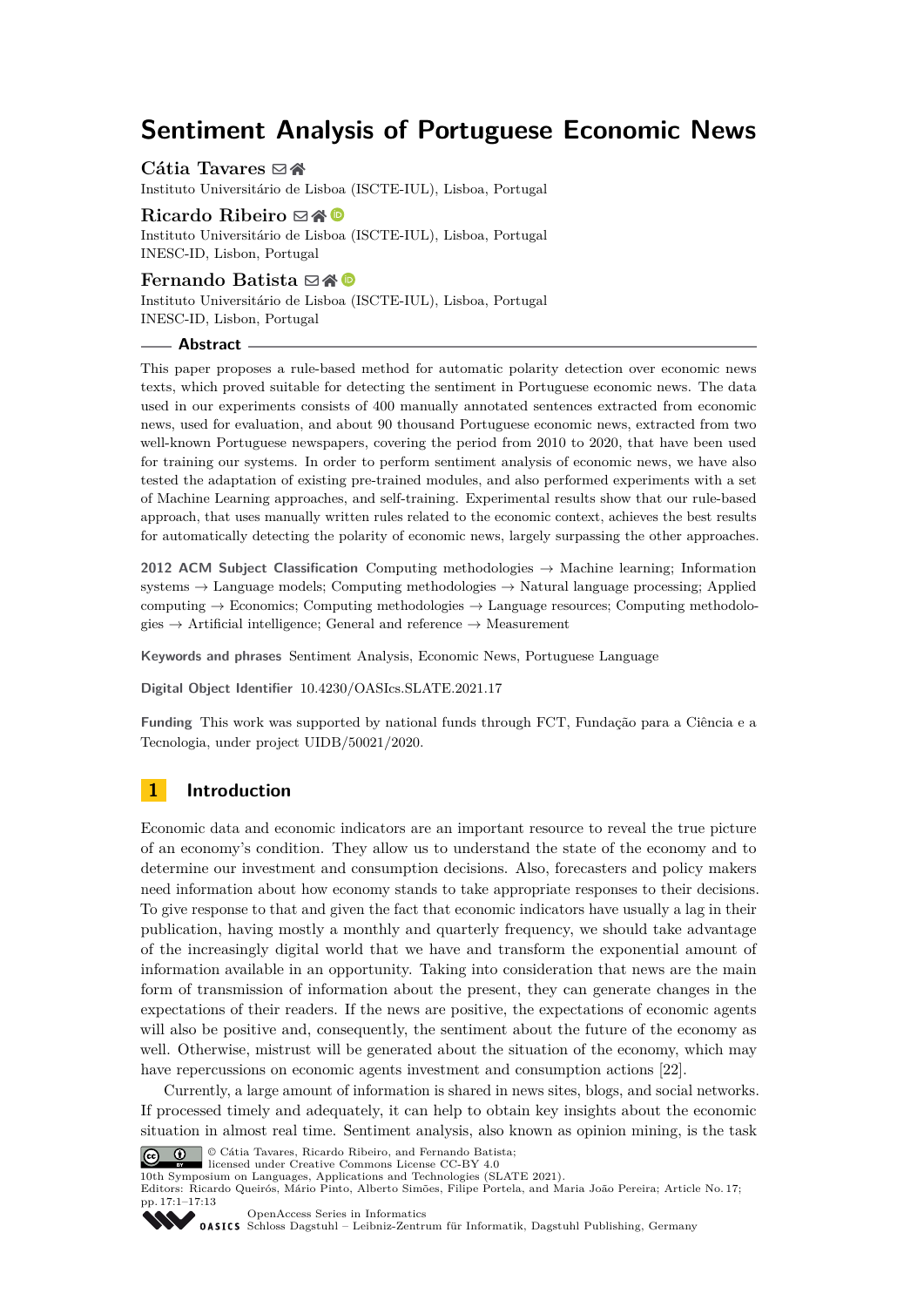# Sentiment Analysis of Portuguese Economic News

**Cátia Tavares**
Instituto Universitário de Lisboa (ISCTE-IUL), Lisboa, Portugal

**Ricardo Ribeiro**
Instituto Universitário de Lisboa (ISCTE-IUL), Lisboa, Portugal
INESC-ID, Lisbon, Portugal

**Fernando Batista**
Instituto Universitário de Lisboa (ISCTE-IUL), Lisboa, Portugal
INESC-ID, Lisbon, Portugal

## Abstract

This paper proposes a rule-based method for automatic polarity detection over economic news texts, which proved suitable for detecting the sentiment in Portuguese economic news. The data used in our experiments consists of 400 manually annotated sentences extracted from economic news, used for evaluation, and about 90 thousand Portuguese economic news, extracted from two well-known Portuguese newspapers, covering the period from 2010 to 2020, that have been used for training our systems. In order to perform sentiment analysis of economic news, we have also tested the adaptation of existing pre-trained modules, and also performed experiments with a set of Machine Learning approaches, and self-training. Experimental results show that our rule-based approach, that uses manually written rules related to the economic context, achieves the best results for automatically detecting the polarity of economic news, largely surpassing the other approaches.

**2012 ACM Subject Classification** Computing methodologies → Machine learning; Information systems → Language models; Computing methodologies → Natural language processing; Applied computing → Economics; Computing methodologies → Language resources; Computing methodologies → Artificial intelligence; General and reference → Measurement

**Keywords and phrases** Sentiment Analysis, Economic News, Portuguese Language

**Digital Object Identifier** 10.4230/OASIcs.SLATE.2021.17

**Funding** This work was supported by national funds through FCT, Fundação para a Ciência e a Tecnologia, under project UIDB/50021/2020.

## 1 Introduction

Economic data and economic indicators are an important resource to reveal the true picture of an economy's condition. They allow us to understand the state of the economy and to determine our investment and consumption decisions. Also, forecasters and policy makers need information about how economy stands to take appropriate responses to their decisions. To give response to that and given the fact that economic indicators have usually a lag in their publication, having mostly a monthly and quarterly frequency, we should take advantage of the increasingly digital world that we have and transform the exponential amount of information available in an opportunity. Taking into consideration that news are the main form of transmission of information about the present, they can generate changes in the expectations of their readers. If the news are positive, the expectations of economic agents will also be positive and, consequently, the sentiment about the future of the economy as well. Otherwise, mistrust will be generated about the situation of the economy, which may have repercussions on economic agents investment and consumption actions [22].

Currently, a large amount of information is shared in news sites, blogs, and social networks. If processed timely and adequately, it can help to obtain key insights about the economic situation in almost real time. Sentiment analysis, also known as opinion mining, is the task

© Cátia Tavares, Ricardo Ribeiro, and Fernando Batista;
licensed under Creative Commons License CC-BY 4.0
10th Symposium on Languages, Applications and Technologies (SLATE 2021).
Editors: Ricardo Queirós, Mário Pinto, Alberto Simões, Filipe Portela, and Maria João Pereira; Article No. 17; pp. 17:1–17:13
OpenAccess Series in Informatics
Schloss Dagstuhl – Leibniz-Zentrum für Informatik, Dagstuhl Publishing, Germany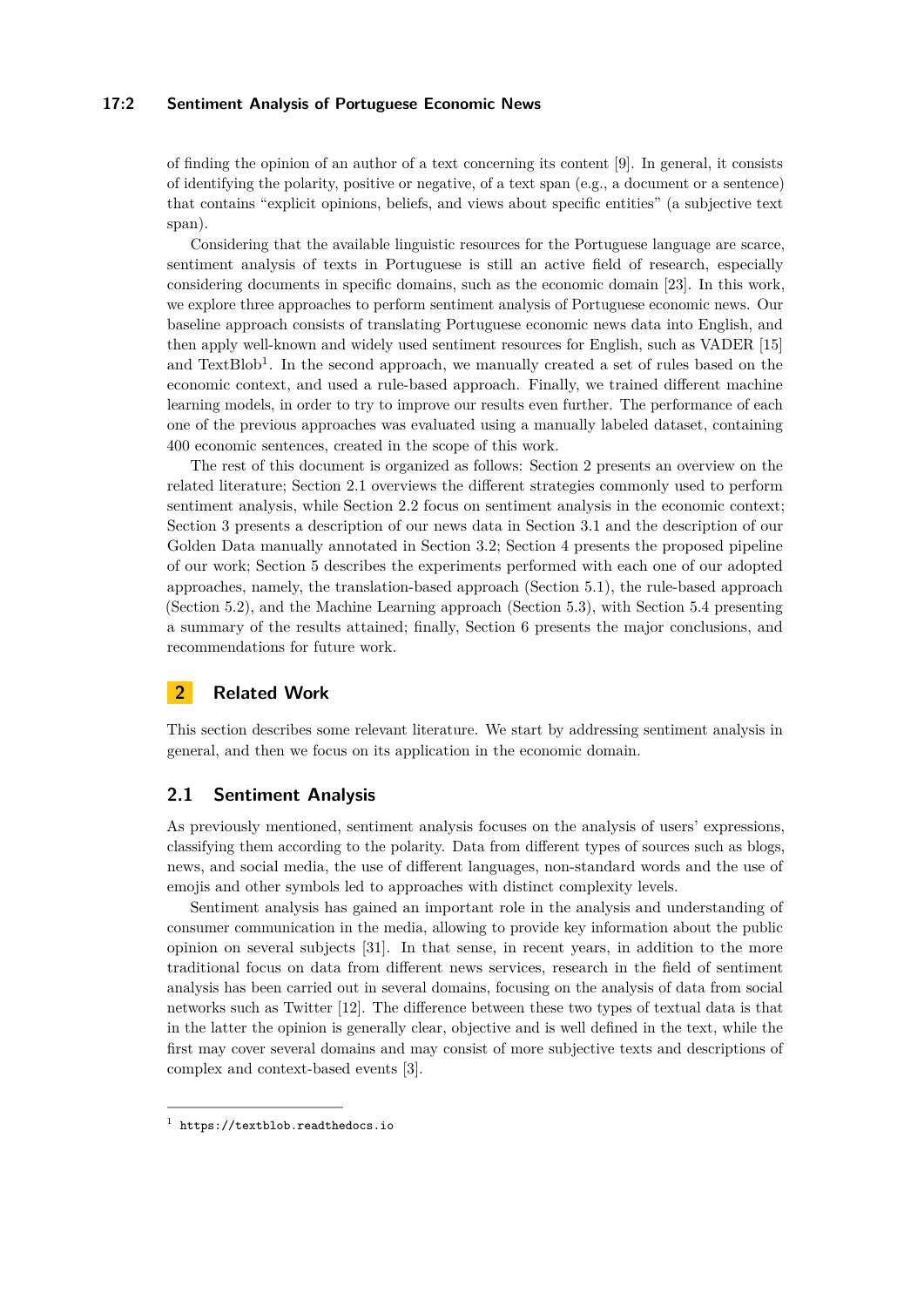of finding the opinion of an author of a text concerning its content [9]. In general, it consists of identifying the polarity, positive or negative, of a text span (e.g., a document or a sentence) that contains "explicit opinions, beliefs, and views about specific entities" (a subjective text span).

Considering that the available linguistic resources for the Portuguese language are scarce, sentiment analysis of texts in Portuguese is still an active field of research, especially considering documents in specific domains, such as the economic domain [23]. In this work, we explore three approaches to perform sentiment analysis of Portuguese economic news. Our baseline approach consists of translating Portuguese economic news data into English, and then apply well-known and widely used sentiment resources for English, such as VADER [15] and TextBlob[1]. In the second approach, we manually created a set of rules based on the economic context, and used a rule-based approach. Finally, we trained different machine learning models, in order to try to improve our results even further. The performance of each one of the previous approaches was evaluated using a manually labeled dataset, containing 400 economic sentences, created in the scope of this work.

The rest of this document is organized as follows: Section 2 presents an overview on the related literature; Section 2.1 overviews the different strategies commonly used to perform sentiment analysis, while Section 2.2 focus on sentiment analysis in the economic context; Section 3 presents a description of our news data in Section 3.1 and the description of our Golden Data manually annotated in Section 3.2; Section 4 presents the proposed pipeline of our work; Section 5 describes the experiments performed with each one of our adopted approaches, namely, the translation-based approach (Section 5.1), the rule-based approach (Section 5.2), and the Machine Learning approach (Section 5.3), with Section 5.4 presenting a summary of the results attained; finally, Section 6 presents the major conclusions, and recommendations for future work.

## 2 Related Work

This section describes some relevant literature. We start by addressing sentiment analysis in general, and then we focus on its application in the economic domain.

### 2.1 Sentiment Analysis

As previously mentioned, sentiment analysis focuses on the analysis of users' expressions, classifying them according to the polarity. Data from different types of sources such as blogs, news, and social media, the use of different languages, non-standard words and the use of emojis and other symbols led to approaches with distinct complexity levels.

Sentiment analysis has gained an important role in the analysis and understanding of consumer communication in the media, allowing to provide key information about the public opinion on several subjects [31]. In that sense, in recent years, in addition to the more traditional focus on data from different news services, research in the field of sentiment analysis has been carried out in several domains, focusing on the analysis of data from social networks such as Twitter [12]. The difference between these two types of textual data is that in the latter the opinion is generally clear, objective and is well defined in the text, while the first may cover several domains and may consist of more subjective texts and descriptions of complex and context-based events [3].

[1] https://textblob.readthedocs.io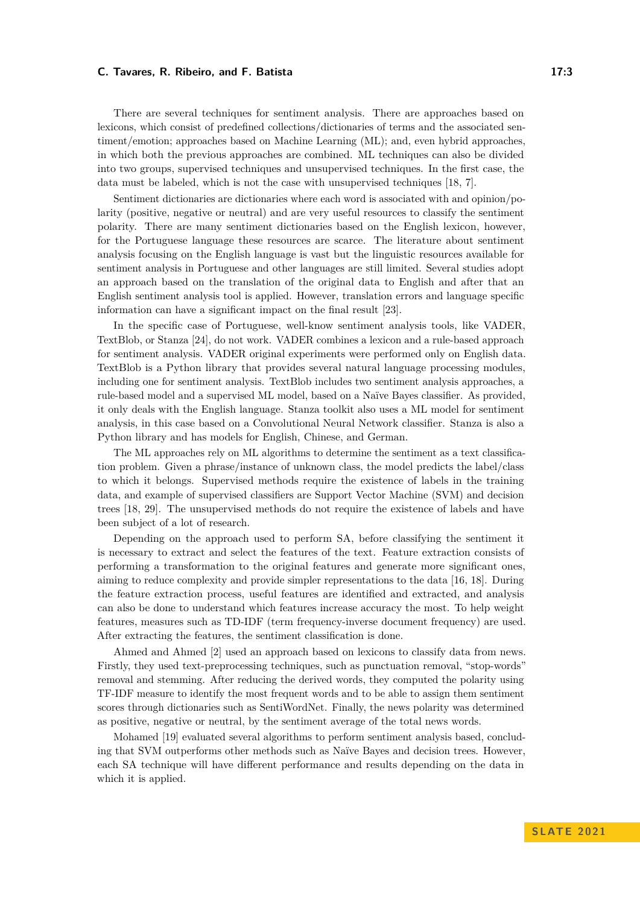There are several techniques for sentiment analysis. There are approaches based on lexicons, which consist of predefined collections/dictionaries of terms and the associated sentiment/emotion; approaches based on Machine Learning (ML); and, even hybrid approaches, in which both the previous approaches are combined. ML techniques can also be divided into two groups, supervised techniques and unsupervised techniques. In the first case, the data must be labeled, which is not the case with unsupervised techniques [18, 7].

Sentiment dictionaries are dictionaries where each word is associated with and opinion/polarity (positive, negative or neutral) and are very useful resources to classify the sentiment polarity. There are many sentiment dictionaries based on the English lexicon, however, for the Portuguese language these resources are scarce. The literature about sentiment analysis focusing on the English language is vast but the linguistic resources available for sentiment analysis in Portuguese and other languages are still limited. Several studies adopt an approach based on the translation of the original data to English and after that an English sentiment analysis tool is applied. However, translation errors and language specific information can have a significant impact on the final result [23].

In the specific case of Portuguese, well-know sentiment analysis tools, like VADER, TextBlob, or Stanza [24], do not work. VADER combines a lexicon and a rule-based approach for sentiment analysis. VADER original experiments were performed only on English data. TextBlob is a Python library that provides several natural language processing modules, including one for sentiment analysis. TextBlob includes two sentiment analysis approaches, a rule-based model and a supervised ML model, based on a Naïve Bayes classifier. As provided, it only deals with the English language. Stanza toolkit also uses a ML model for sentiment analysis, in this case based on a Convolutional Neural Network classifier. Stanza is also a Python library and has models for English, Chinese, and German.

The ML approaches rely on ML algorithms to determine the sentiment as a text classification problem. Given a phrase/instance of unknown class, the model predicts the label/class to which it belongs. Supervised methods require the existence of labels in the training data, and example of supervised classifiers are Support Vector Machine (SVM) and decision trees [18, 29]. The unsupervised methods do not require the existence of labels and have been subject of a lot of research.

Depending on the approach used to perform SA, before classifying the sentiment it is necessary to extract and select the features of the text. Feature extraction consists of performing a transformation to the original features and generate more significant ones, aiming to reduce complexity and provide simpler representations to the data [16, 18]. During the feature extraction process, useful features are identified and extracted, and analysis can also be done to understand which features increase accuracy the most. To help weight features, measures such as TD-IDF (term frequency-inverse document frequency) are used. After extracting the features, the sentiment classification is done.

Ahmed and Ahmed [2] used an approach based on lexicons to classify data from news. Firstly, they used text-preprocessing techniques, such as punctuation removal, "stop-words" removal and stemming. After reducing the derived words, they computed the polarity using TF-IDF measure to identify the most frequent words and to be able to assign them sentiment scores through dictionaries such as SentiWordNet. Finally, the news polarity was determined as positive, negative or neutral, by the sentiment average of the total news words.

Mohamed [19] evaluated several algorithms to perform sentiment analysis based, concluding that SVM outperforms other methods such as Naïve Bayes and decision trees. However, each SA technique will have different performance and results depending on the data in which it is applied.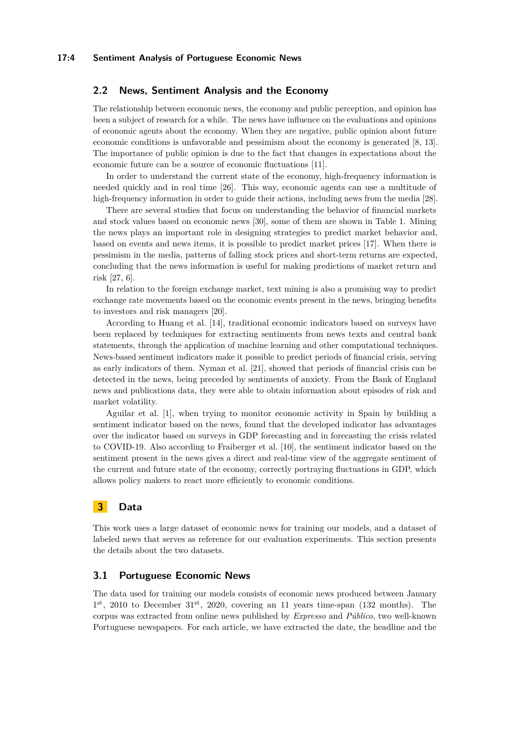## 2.2 News, Sentiment Analysis and the Economy

The relationship between economic news, the economy and public perception, and opinion has been a subject of research for a while. The news have influence on the evaluations and opinions of economic agents about the economy. When they are negative, public opinion about future economic conditions is unfavorable and pessimism about the economy is generated [8, 13]. The importance of public opinion is due to the fact that changes in expectations about the economic future can be a source of economic fluctuations [11].

In order to understand the current state of the economy, high-frequency information is needed quickly and in real time [26]. This way, economic agents can use a multitude of high-frequency information in order to guide their actions, including news from the media [28].

There are several studies that focus on understanding the behavior of financial markets and stock values based on economic news [30], some of them are shown in Table 1. Mining the news plays an important role in designing strategies to predict market behavior and, based on events and news items, it is possible to predict market prices [17]. When there is pessimism in the media, patterns of falling stock prices and short-term returns are expected, concluding that the news information is useful for making predictions of market return and risk [27, 6].

In relation to the foreign exchange market, text mining is also a promising way to predict exchange rate movements based on the economic events present in the news, bringing benefits to investors and risk managers [20].

According to Huang et al. [14], traditional economic indicators based on surveys have been replaced by techniques for extracting sentiments from news texts and central bank statements, through the application of machine learning and other computational techniques. News-based sentiment indicators make it possible to predict periods of financial crisis, serving as early indicators of them. Nyman et al. [21], showed that periods of financial crisis can be detected in the news, being preceded by sentiments of anxiety. From the Bank of England news and publications data, they were able to obtain information about episodes of risk and market volatility.

Aguilar et al. [1], when trying to monitor economic activity in Spain by building a sentiment indicator based on the news, found that the developed indicator has advantages over the indicator based on surveys in GDP forecasting and in forecasting the crisis related to COVID-19. Also according to Fraiberger et al. [10], the sentiment indicator based on the sentiment present in the news gives a direct and real-time view of the aggregate sentiment of the current and future state of the economy, correctly portraying fluctuations in GDP, which allows policy makers to react more efficiently to economic conditions.

# 3 Data

This work uses a large dataset of economic news for training our models, and a dataset of labeled news that serves as reference for our evaluation experiments. This section presents the details about the two datasets.

## 3.1 Portuguese Economic News

The data used for training our models consists of economic news produced between January 1st, 2010 to December 31st, 2020, covering an 11 years time-span (132 months). The corpus was extracted from online news published by *Expresso* and *Público*, two well-known Portuguese newspapers. For each article, we have extracted the date, the headline and the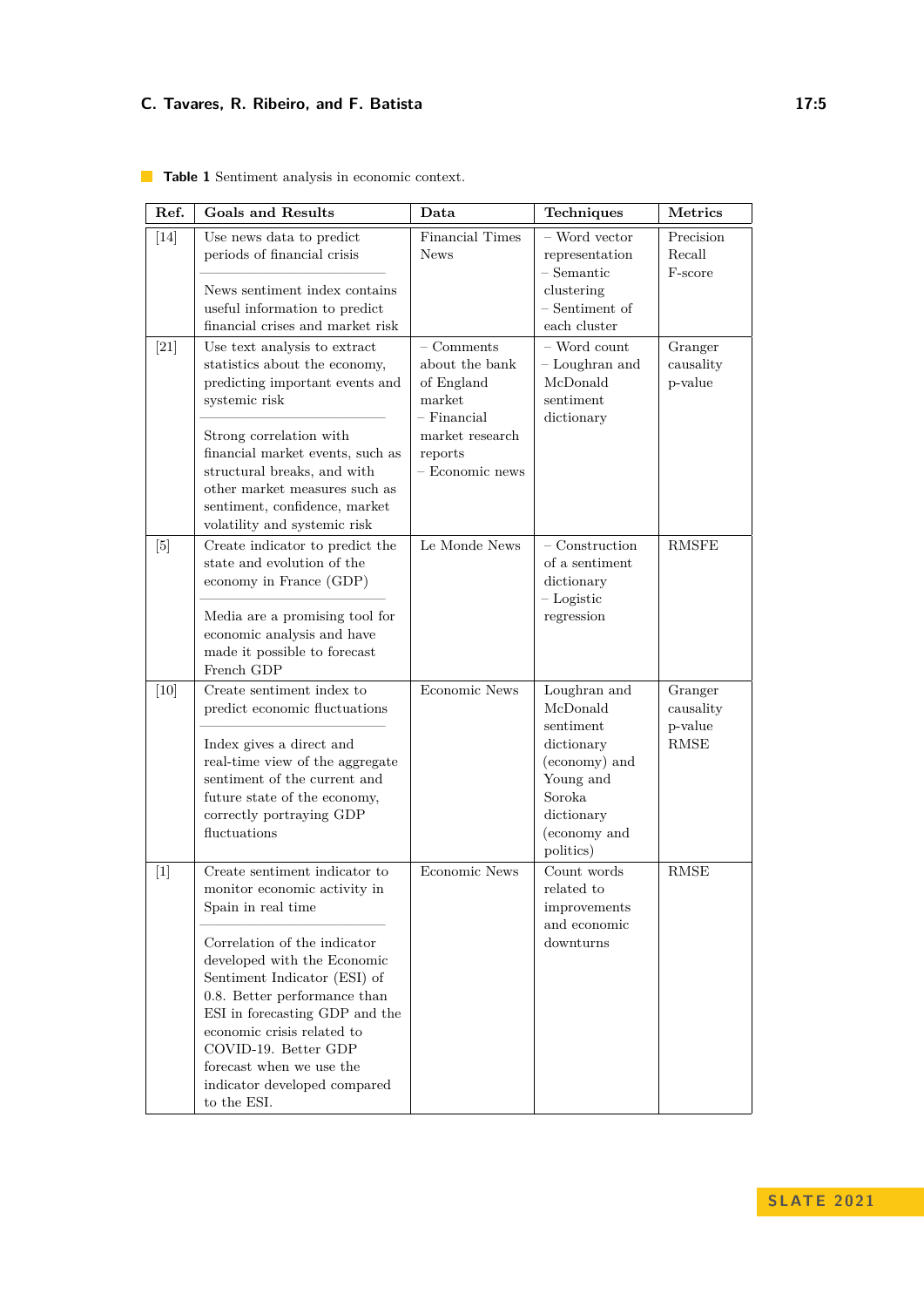**Table 1** Sentiment analysis in economic context.

| Ref. | Goals and Results | Data | Techniques | Metrics |
|---|---|---|---|---|
| [14] | Use news data to predict periods of financial crisis<br><br>News sentiment index contains useful information to predict financial crises and market risk | Financial Times News | – Word vector representation<br>– Semantic clustering<br>– Sentiment of each cluster | Precision<br>Recall<br>F-score |
| [21] | Use text analysis to extract statistics about the economy, predicting important events and systemic risk<br><br>Strong correlation with financial market events, such as structural breaks, and with other market measures such as sentiment, confidence, market volatility and systemic risk | – Comments about the bank of England market<br>– Financial market research reports<br>– Economic news | – Word count<br>– Loughran and McDonald sentiment dictionary | Granger causality<br>p-value |
| [5] | Create indicator to predict the state and evolution of the economy in France (GDP)<br><br>Media are a promising tool for economic analysis and have made it possible to forecast French GDP | Le Monde News | – Construction of a sentiment dictionary<br>– Logistic regression | RMSFE |
| [10] | Create sentiment index to predict economic fluctuations<br><br>Index gives a direct and real-time view of the aggregate sentiment of the current and future state of the economy, correctly portraying GDP fluctuations | Economic News | Loughran and McDonald sentiment dictionary (economy) and Young and Soroka dictionary (economy and politics) | Granger causality<br>p-value<br>RMSE |
| [1] | Create sentiment indicator to monitor economic activity in Spain in real time<br><br>Correlation of the indicator developed with the Economic Sentiment Indicator (ESI) of 0.8. Better performance than ESI in forecasting GDP and the economic crisis related to COVID-19. Better GDP forecast when we use the indicator developed compared to the ESI. | Economic News | Count words related to improvements and economic downturns | RMSE |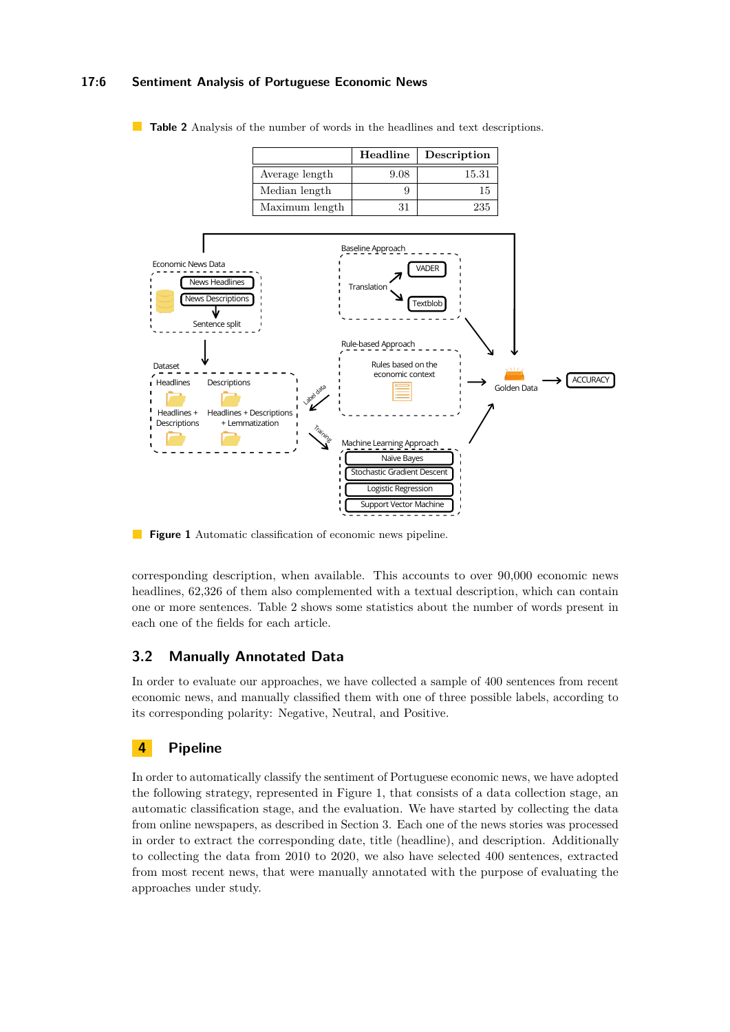**Table 2** Analysis of the number of words in the headlines and text descriptions.

| | Headline | Description |
|---|---|---|
| Average length | 9.08 | 15.31 |
| Median length | 9 | 15 |
| Maximum length | 31 | 235 |

**Figure 1** Automatic classification of economic news pipeline.

corresponding description, when available. This accounts to over 90,000 economic news headlines, 62,326 of them also complemented with a textual description, which can contain one or more sentences. Table 2 shows some statistics about the number of words present in each one of the fields for each article.

## 3.2 Manually Annotated Data

In order to evaluate our approaches, we have collected a sample of 400 sentences from recent economic news, and manually classified them with one of three possible labels, according to its corresponding polarity: Negative, Neutral, and Positive.

# 4 Pipeline

In order to automatically classify the sentiment of Portuguese economic news, we have adopted the following strategy, represented in Figure 1, that consists of a data collection stage, an automatic classification stage, and the evaluation. We have started by collecting the data from online newspapers, as described in Section 3. Each one of the news stories was processed in order to extract the corresponding date, title (headline), and description. Additionally to collecting the data from 2010 to 2020, we also have selected 400 sentences, extracted from most recent news, that were manually annotated with the purpose of evaluating the approaches under study.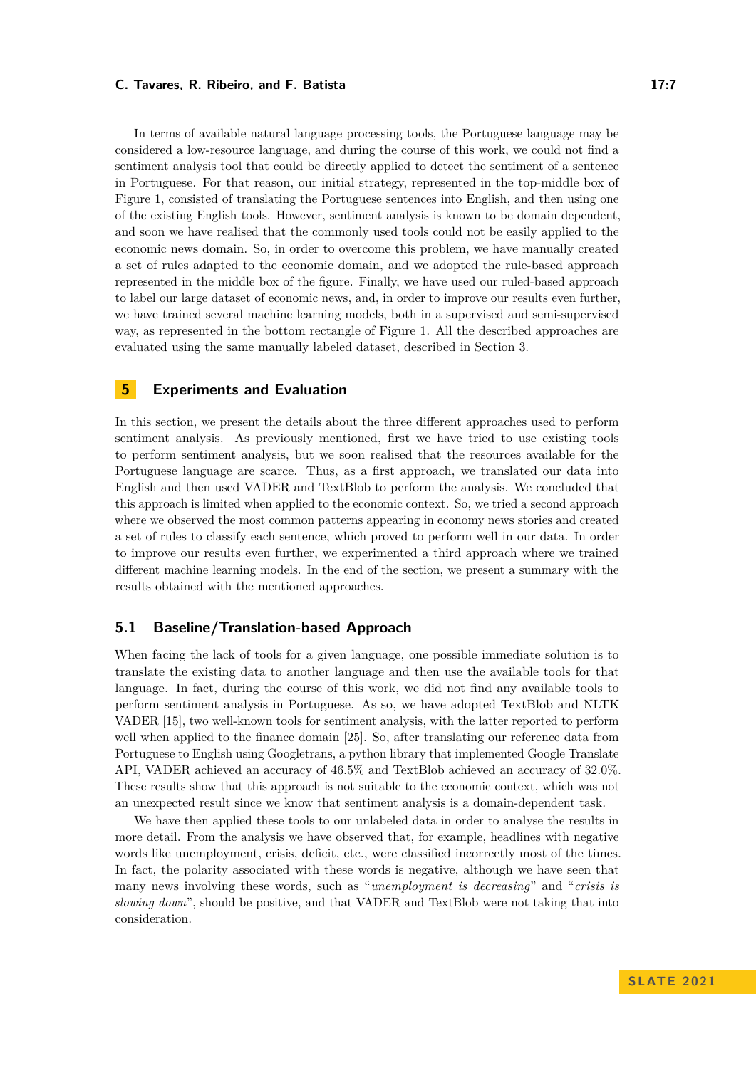In terms of available natural language processing tools, the Portuguese language may be considered a low-resource language, and during the course of this work, we could not find a sentiment analysis tool that could be directly applied to detect the sentiment of a sentence in Portuguese. For that reason, our initial strategy, represented in the top-middle box of Figure 1, consisted of translating the Portuguese sentences into English, and then using one of the existing English tools. However, sentiment analysis is known to be domain dependent, and soon we have realised that the commonly used tools could not be easily applied to the economic news domain. So, in order to overcome this problem, we have manually created a set of rules adapted to the economic domain, and we adopted the rule-based approach represented in the middle box of the figure. Finally, we have used our ruled-based approach to label our large dataset of economic news, and, in order to improve our results even further, we have trained several machine learning models, both in a supervised and semi-supervised way, as represented in the bottom rectangle of Figure 1. All the described approaches are evaluated using the same manually labeled dataset, described in Section 3.

## 5 Experiments and Evaluation

In this section, we present the details about the three different approaches used to perform sentiment analysis. As previously mentioned, first we have tried to use existing tools to perform sentiment analysis, but we soon realised that the resources available for the Portuguese language are scarce. Thus, as a first approach, we translated our data into English and then used VADER and TextBlob to perform the analysis. We concluded that this approach is limited when applied to the economic context. So, we tried a second approach where we observed the most common patterns appearing in economy news stories and created a set of rules to classify each sentence, which proved to perform well in our data. In order to improve our results even further, we experimented a third approach where we trained different machine learning models. In the end of the section, we present a summary with the results obtained with the mentioned approaches.

### 5.1 Baseline/Translation-based Approach

When facing the lack of tools for a given language, one possible immediate solution is to translate the existing data to another language and then use the available tools for that language. In fact, during the course of this work, we did not find any available tools to perform sentiment analysis in Portuguese. As so, we have adopted TextBlob and NLTK VADER [15], two well-known tools for sentiment analysis, with the latter reported to perform well when applied to the finance domain [25]. So, after translating our reference data from Portuguese to English using Googletrans, a python library that implemented Google Translate API, VADER achieved an accuracy of 46.5% and TextBlob achieved an accuracy of 32.0%. These results show that this approach is not suitable to the economic context, which was not an unexpected result since we know that sentiment analysis is a domain-dependent task.

We have then applied these tools to our unlabeled data in order to analyse the results in more detail. From the analysis we have observed that, for example, headlines with negative words like unemployment, crisis, deficit, etc., were classified incorrectly most of the times. In fact, the polarity associated with these words is negative, although we have seen that many news involving these words, such as "*unemployment is decreasing*" and "*crisis is slowing down*", should be positive, and that VADER and TextBlob were not taking that into consideration.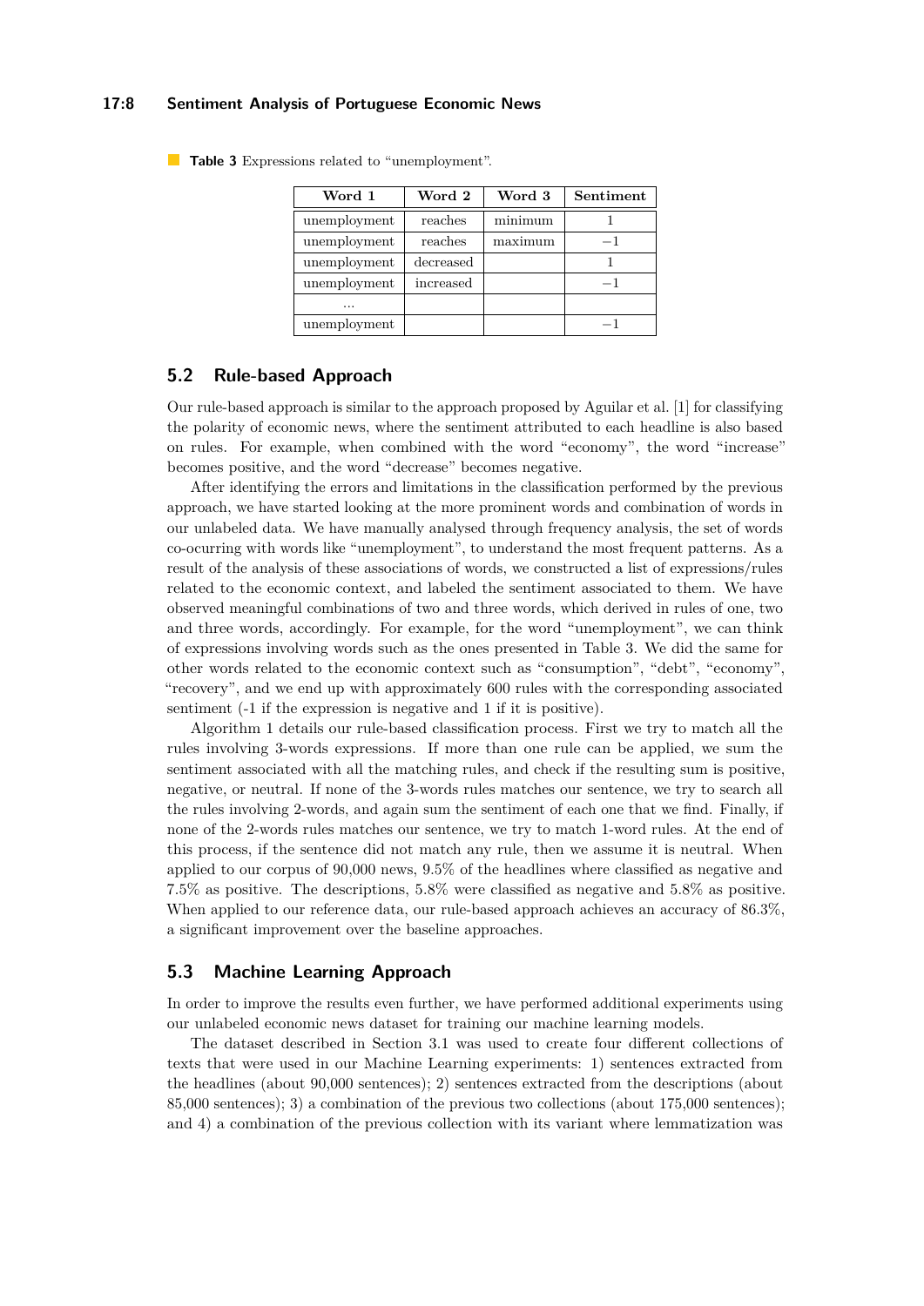**Table 3** Expressions related to "unemployment".

| Word 1 | Word 2 | Word 3 | Sentiment |
|---|---|---|---|
| unemployment | reaches | minimum | 1 |
| unemployment | reaches | maximum | $-1$ |
| unemployment | decreased | | 1 |
| unemployment | increased | | $-1$ |
| ... | | | |
| unemployment | | | $-1$ |

## 5.2 Rule-based Approach

Our rule-based approach is similar to the approach proposed by Aguilar et al. [1] for classifying the polarity of economic news, where the sentiment attributed to each headline is also based on rules. For example, when combined with the word "economy", the word "increase" becomes positive, and the word "decrease" becomes negative.

After identifying the errors and limitations in the classification performed by the previous approach, we have started looking at the more prominent words and combination of words in our unlabeled data. We have manually analysed through frequency analysis, the set of words co-ocurring with words like "unemployment", to understand the most frequent patterns. As a result of the analysis of these associations of words, we constructed a list of expressions/rules related to the economic context, and labeled the sentiment associated to them. We have observed meaningful combinations of two and three words, which derived in rules of one, two and three words, accordingly. For example, for the word "unemployment", we can think of expressions involving words such as the ones presented in Table 3. We did the same for other words related to the economic context such as "consumption", "debt", "economy", "recovery", and we end up with approximately 600 rules with the corresponding associated sentiment (-1 if the expression is negative and 1 if it is positive).

Algorithm 1 details our rule-based classification process. First we try to match all the rules involving 3-words expressions. If more than one rule can be applied, we sum the sentiment associated with all the matching rules, and check if the resulting sum is positive, negative, or neutral. If none of the 3-words rules matches our sentence, we try to search all the rules involving 2-words, and again sum the sentiment of each one that we find. Finally, if none of the 2-words rules matches our sentence, we try to match 1-word rules. At the end of this process, if the sentence did not match any rule, then we assume it is neutral. When applied to our corpus of 90,000 news, 9.5% of the headlines where classified as negative and 7.5% as positive. The descriptions, 5.8% were classified as negative and 5.8% as positive. When applied to our reference data, our rule-based approach achieves an accuracy of 86.3%, a significant improvement over the baseline approaches.

## 5.3 Machine Learning Approach

In order to improve the results even further, we have performed additional experiments using our unlabeled economic news dataset for training our machine learning models.

The dataset described in Section 3.1 was used to create four different collections of texts that were used in our Machine Learning experiments: 1) sentences extracted from the headlines (about 90,000 sentences); 2) sentences extracted from the descriptions (about 85,000 sentences); 3) a combination of the previous two collections (about 175,000 sentences); and 4) a combination of the previous collection with its variant where lemmatization was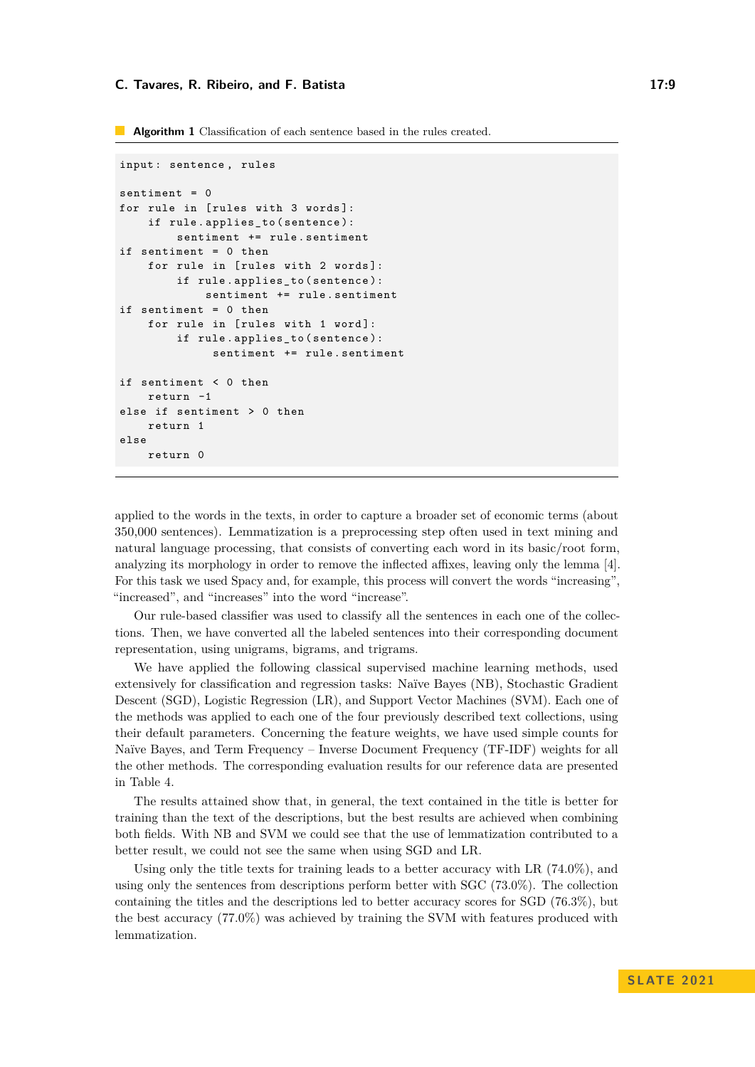**Algorithm 1** Classification of each sentence based in the rules created.

```
input: sentence, rules

sentiment = 0
for rule in [rules with 3 words]:
    if rule.applies_to(sentence):
        sentiment += rule.sentiment
if sentiment = 0 then
    for rule in [rules with 2 words]:
        if rule.applies_to(sentence):
            sentiment += rule.sentiment
if sentiment = 0 then
    for rule in [rules with 1 word]:
        if rule.applies_to(sentence):
             sentiment += rule.sentiment

if sentiment < 0 then
    return -1
else if sentiment > 0 then
    return 1
else
    return 0
```

applied to the words in the texts, in order to capture a broader set of economic terms (about 350,000 sentences). Lemmatization is a preprocessing step often used in text mining and natural language processing, that consists of converting each word in its basic/root form, analyzing its morphology in order to remove the inflected affixes, leaving only the lemma [4]. For this task we used Spacy and, for example, this process will convert the words "increasing", "increased", and "increases" into the word "increase".

Our rule-based classifier was used to classify all the sentences in each one of the collections. Then, we have converted all the labeled sentences into their corresponding document representation, using unigrams, bigrams, and trigrams.

We have applied the following classical supervised machine learning methods, used extensively for classification and regression tasks: Naïve Bayes (NB), Stochastic Gradient Descent (SGD), Logistic Regression (LR), and Support Vector Machines (SVM). Each one of the methods was applied to each one of the four previously described text collections, using their default parameters. Concerning the feature weights, we have used simple counts for Naïve Bayes, and Term Frequency – Inverse Document Frequency (TF-IDF) weights for all the other methods. The corresponding evaluation results for our reference data are presented in Table 4.

The results attained show that, in general, the text contained in the title is better for training than the text of the descriptions, but the best results are achieved when combining both fields. With NB and SVM we could see that the use of lemmatization contributed to a better result, we could not see the same when using SGD and LR.

Using only the title texts for training leads to a better accuracy with LR (74.0%), and using only the sentences from descriptions perform better with SGC (73.0%). The collection containing the titles and the descriptions led to better accuracy scores for SGD (76.3%), but the best accuracy (77.0%) was achieved by training the SVM with features produced with lemmatization.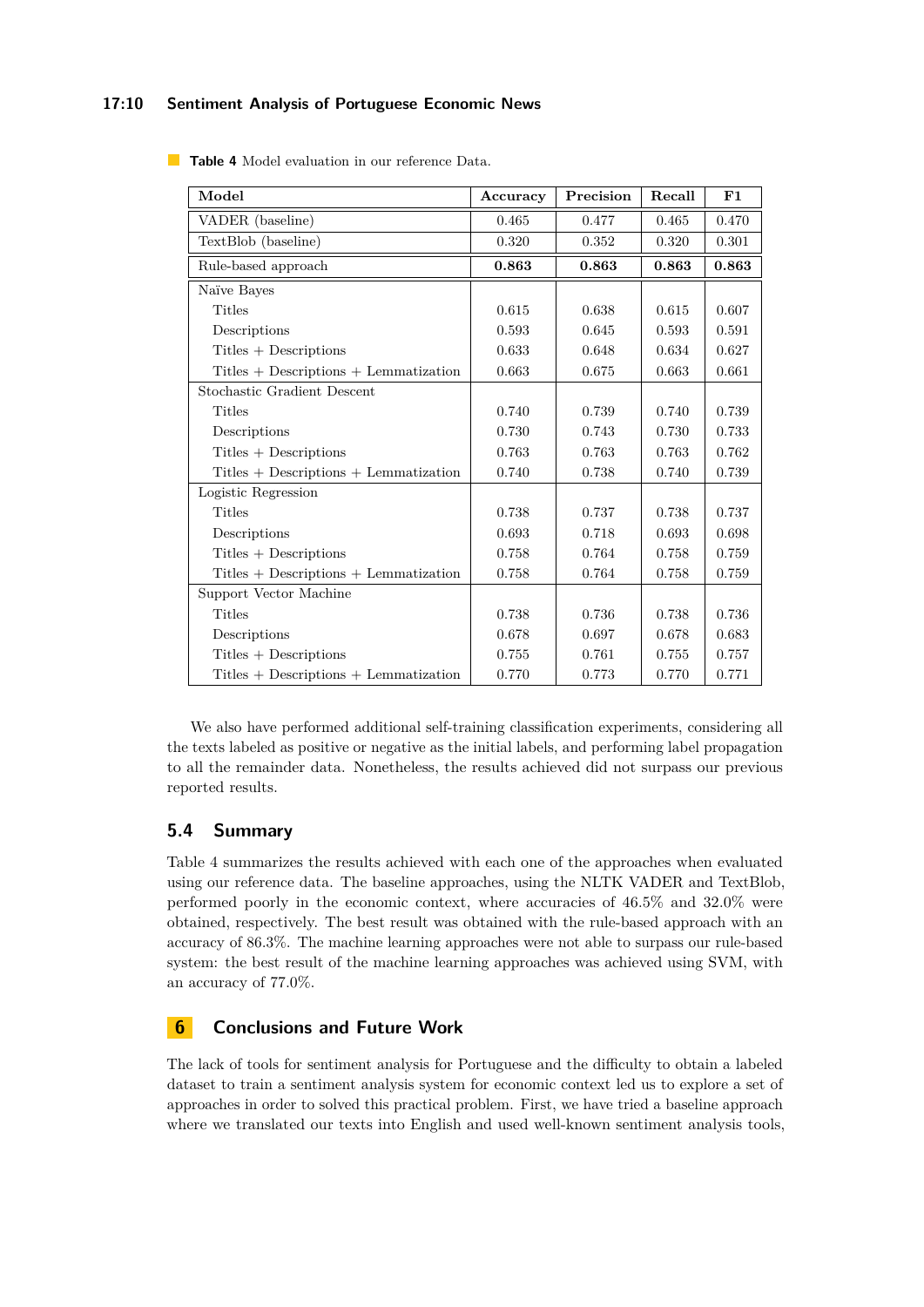**Table 4** Model evaluation in our reference Data.

| Model | Accuracy | Precision | Recall | F1 |
|---|---|---|---|---|
| VADER (baseline) | 0.465 | 0.477 | 0.465 | 0.470 |
| TextBlob (baseline) | 0.320 | 0.352 | 0.320 | 0.301 |
| Rule-based approach | **0.863** | **0.863** | **0.863** | **0.863** |
| Naïve Bayes | | | | |
| Titles | 0.615 | 0.638 | 0.615 | 0.607 |
| Descriptions | 0.593 | 0.645 | 0.593 | 0.591 |
| Titles + Descriptions | 0.633 | 0.648 | 0.634 | 0.627 |
| Titles + Descriptions + Lemmatization | 0.663 | 0.675 | 0.663 | 0.661 |
| Stochastic Gradient Descent | | | | |
| Titles | 0.740 | 0.739 | 0.740 | 0.739 |
| Descriptions | 0.730 | 0.743 | 0.730 | 0.733 |
| Titles + Descriptions | 0.763 | 0.763 | 0.763 | 0.762 |
| Titles + Descriptions + Lemmatization | 0.740 | 0.738 | 0.740 | 0.739 |
| Logistic Regression | | | | |
| Titles | 0.738 | 0.737 | 0.738 | 0.737 |
| Descriptions | 0.693 | 0.718 | 0.693 | 0.698 |
| Titles + Descriptions | 0.758 | 0.764 | 0.758 | 0.759 |
| Titles + Descriptions + Lemmatization | 0.758 | 0.764 | 0.758 | 0.759 |
| Support Vector Machine | | | | |
| Titles | 0.738 | 0.736 | 0.738 | 0.736 |
| Descriptions | 0.678 | 0.697 | 0.678 | 0.683 |
| Titles + Descriptions | 0.755 | 0.761 | 0.755 | 0.757 |
| Titles + Descriptions + Lemmatization | 0.770 | 0.773 | 0.770 | 0.771 |

We also have performed additional self-training classification experiments, considering all the texts labeled as positive or negative as the initial labels, and performing label propagation to all the remainder data. Nonetheless, the results achieved did not surpass our previous reported results.

## 5.4 Summary

Table 4 summarizes the results achieved with each one of the approaches when evaluated using our reference data. The baseline approaches, using the NLTK VADER and TextBlob, performed poorly in the economic context, where accuracies of 46.5% and 32.0% were obtained, respectively. The best result was obtained with the rule-based approach with an accuracy of 86.3%. The machine learning approaches were not able to surpass our rule-based system: the best result of the machine learning approaches was achieved using SVM, with an accuracy of 77.0%.

# 6 Conclusions and Future Work

The lack of tools for sentiment analysis for Portuguese and the difficulty to obtain a labeled dataset to train a sentiment analysis system for economic context led us to explore a set of approaches in order to solved this practical problem. First, we have tried a baseline approach where we translated our texts into English and used well-known sentiment analysis tools,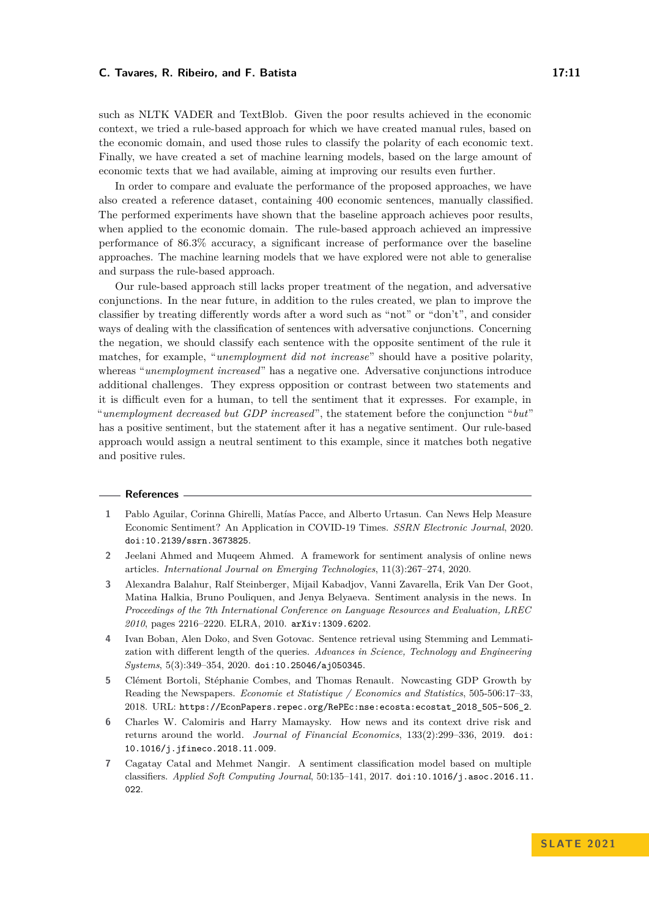such as NLTK VADER and TextBlob. Given the poor results achieved in the economic context, we tried a rule-based approach for which we have created manual rules, based on the economic domain, and used those rules to classify the polarity of each economic text. Finally, we have created a set of machine learning models, based on the large amount of economic texts that we had available, aiming at improving our results even further.

In order to compare and evaluate the performance of the proposed approaches, we have also created a reference dataset, containing 400 economic sentences, manually classified. The performed experiments have shown that the baseline approach achieves poor results, when applied to the economic domain. The rule-based approach achieved an impressive performance of 86.3% accuracy, a significant increase of performance over the baseline approaches. The machine learning models that we have explored were not able to generalise and surpass the rule-based approach.

Our rule-based approach still lacks proper treatment of the negation, and adversative conjunctions. In the near future, in addition to the rules created, we plan to improve the classifier by treating differently words after a word such as "not" or "don't", and consider ways of dealing with the classification of sentences with adversative conjunctions. Concerning the negation, we should classify each sentence with the opposite sentiment of the rule it matches, for example, "*unemployment did not increase*" should have a positive polarity, whereas "*unemployment increased*" has a negative one. Adversative conjunctions introduce additional challenges. They express opposition or contrast between two statements and it is difficult even for a human, to tell the sentiment that it expresses. For example, in "*unemployment decreased but GDP increased*", the statement before the conjunction "*but*" has a positive sentiment, but the statement after it has a negative sentiment. Our rule-based approach would assign a neutral sentiment to this example, since it matches both negative and positive rules.

## References

1. Pablo Aguilar, Corinna Ghirelli, Matías Pacce, and Alberto Urtasun. Can News Help Measure Economic Sentiment? An Application in COVID-19 Times. *SSRN Electronic Journal*, 2020. doi:10.2139/ssrn.3673825.
2. Jeelani Ahmed and Muqeem Ahmed. A framework for sentiment analysis of online news articles. *International Journal on Emerging Technologies*, 11(3):267–274, 2020.
3. Alexandra Balahur, Ralf Steinberger, Mijail Kabadjov, Vanni Zavarella, Erik Van Der Goot, Matina Halkia, Bruno Pouliquen, and Jenya Belyaeva. Sentiment analysis in the news. In *Proceedings of the 7th International Conference on Language Resources and Evaluation, LREC 2010*, pages 2216–2220. ELRA, 2010. arXiv:1309.6202.
4. Ivan Boban, Alen Doko, and Sven Gotovac. Sentence retrieval using Stemming and Lemmatization with different length of the queries. *Advances in Science, Technology and Engineering Systems*, 5(3):349–354, 2020. doi:10.25046/aj050345.
5. Clément Bortoli, Stéphanie Combes, and Thomas Renault. Nowcasting GDP Growth by Reading the Newspapers. *Economie et Statistique / Economics and Statistics*, 505-506:17–33, 2018. URL: https://EconPapers.repec.org/RePEc:nse:ecosta:ecostat_2018_505-506_2.
6. Charles W. Calomiris and Harry Mamaysky. How news and its context drive risk and returns around the world. *Journal of Financial Economics*, 133(2):299–336, 2019. doi:10.1016/j.jfineco.2018.11.009.
7. Cagatay Catal and Mehmet Nangir. A sentiment classification model based on multiple classifiers. *Applied Soft Computing Journal*, 50:135–141, 2017. doi:10.1016/j.asoc.2016.11.022.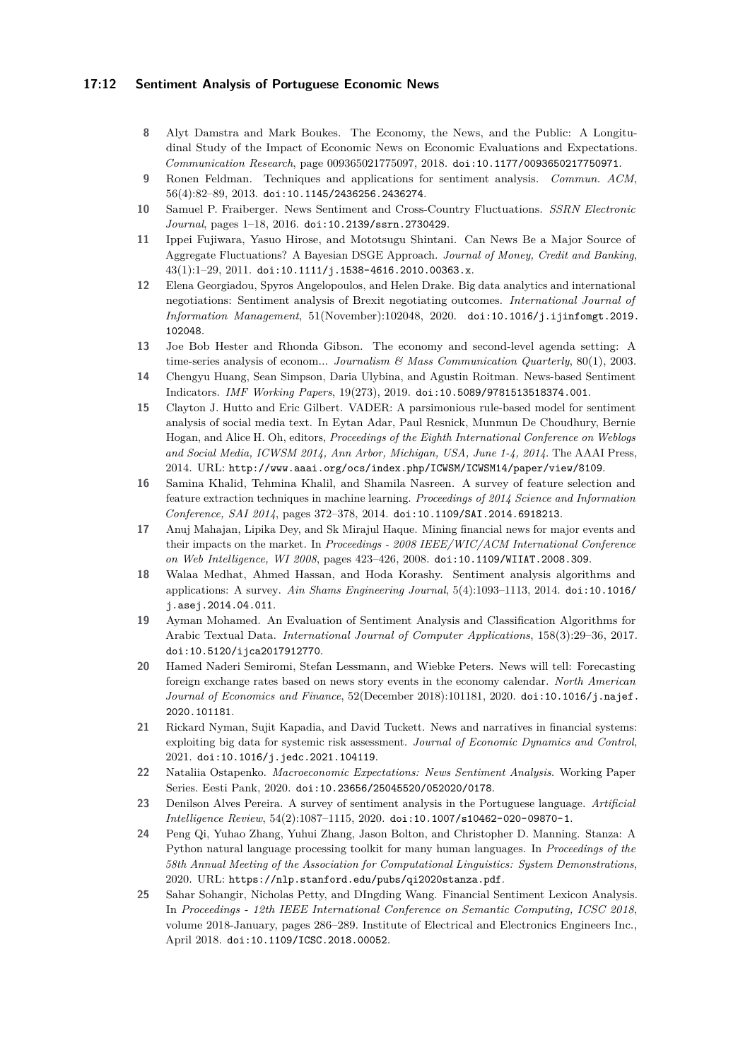**8** Alyt Damstra and Mark Boukes. The Economy, the News, and the Public: A Longitudinal Study of the Impact of Economic News on Economic Evaluations and Expectations. *Communication Research*, page 009365021775097, 2018. doi:10.1177/0093650217750971.

**9** Ronen Feldman. Techniques and applications for sentiment analysis. *Commun. ACM*, 56(4):82–89, 2013. doi:10.1145/2436256.2436274.

**10** Samuel P. Fraiberger. News Sentiment and Cross-Country Fluctuations. *SSRN Electronic Journal*, pages 1–18, 2016. doi:10.2139/ssrn.2730429.

**11** Ippei Fujiwara, Yasuo Hirose, and Mototsugu Shintani. Can News Be a Major Source of Aggregate Fluctuations? A Bayesian DSGE Approach. *Journal of Money, Credit and Banking*, 43(1):1–29, 2011. doi:10.1111/j.1538-4616.2010.00363.x.

**12** Elena Georgiadou, Spyros Angelopoulos, and Helen Drake. Big data analytics and international negotiations: Sentiment analysis of Brexit negotiating outcomes. *International Journal of Information Management*, 51(November):102048, 2020. doi:10.1016/j.ijinfomgt.2019.102048.

**13** Joe Bob Hester and Rhonda Gibson. The economy and second-level agenda setting: A time-series analysis of econom... *Journalism & Mass Communication Quarterly*, 80(1), 2003.

**14** Chengyu Huang, Sean Simpson, Daria Ulybina, and Agustin Roitman. News-based Sentiment Indicators. *IMF Working Papers*, 19(273), 2019. doi:10.5089/9781513518374.001.

**15** Clayton J. Hutto and Eric Gilbert. VADER: A parsimonious rule-based model for sentiment analysis of social media text. In Eytan Adar, Paul Resnick, Munmun De Choudhury, Bernie Hogan, and Alice H. Oh, editors, *Proceedings of the Eighth International Conference on Weblogs and Social Media, ICWSM 2014, Ann Arbor, Michigan, USA, June 1-4, 2014.* The AAAI Press, 2014. URL: http://www.aaai.org/ocs/index.php/ICWSM/ICWSM14/paper/view/8109.

**16** Samina Khalid, Tehmina Khalil, and Shamila Nasreen. A survey of feature selection and feature extraction techniques in machine learning. *Proceedings of 2014 Science and Information Conference, SAI 2014*, pages 372–378, 2014. doi:10.1109/SAI.2014.6918213.

**17** Anuj Mahajan, Lipika Dey, and Sk Mirajul Haque. Mining financial news for major events and their impacts on the market. In *Proceedings - 2008 IEEE/WIC/ACM International Conference on Web Intelligence, WI 2008*, pages 423–426, 2008. doi:10.1109/WIIAT.2008.309.

**18** Walaa Medhat, Ahmed Hassan, and Hoda Korashy. Sentiment analysis algorithms and applications: A survey. *Ain Shams Engineering Journal*, 5(4):1093–1113, 2014. doi:10.1016/j.asej.2014.04.011.

**19** Ayman Mohamed. An Evaluation of Sentiment Analysis and Classification Algorithms for Arabic Textual Data. *International Journal of Computer Applications*, 158(3):29–36, 2017. doi:10.5120/ijca2017912770.

**20** Hamed Naderi Semiromi, Stefan Lessmann, and Wiebke Peters. News will tell: Forecasting foreign exchange rates based on news story events in the economy calendar. *North American Journal of Economics and Finance*, 52(December 2018):101181, 2020. doi:10.1016/j.najef.2020.101181.

**21** Rickard Nyman, Sujit Kapadia, and David Tuckett. News and narratives in financial systems: exploiting big data for systemic risk assessment. *Journal of Economic Dynamics and Control*, 2021. doi:10.1016/j.jedc.2021.104119.

**22** Nataliia Ostapenko. *Macroeconomic Expectations: News Sentiment Analysis*. Working Paper Series. Eesti Pank, 2020. doi:10.23656/25045520/052020/0178.

**23** Denilson Alves Pereira. A survey of sentiment analysis in the Portuguese language. *Artificial Intelligence Review*, 54(2):1087–1115, 2020. doi:10.1007/s10462-020-09870-1.

**24** Peng Qi, Yuhao Zhang, Yuhui Zhang, Jason Bolton, and Christopher D. Manning. Stanza: A Python natural language processing toolkit for many human languages. In *Proceedings of the 58th Annual Meeting of the Association for Computational Linguistics: System Demonstrations*, 2020. URL: https://nlp.stanford.edu/pubs/qi2020stanza.pdf.

**25** Sahar Sohangir, Nicholas Petty, and DIngding Wang. Financial Sentiment Lexicon Analysis. In *Proceedings - 12th IEEE International Conference on Semantic Computing, ICSC 2018*, volume 2018-January, pages 286–289. Institute of Electrical and Electronics Engineers Inc., April 2018. doi:10.1109/ICSC.2018.00052.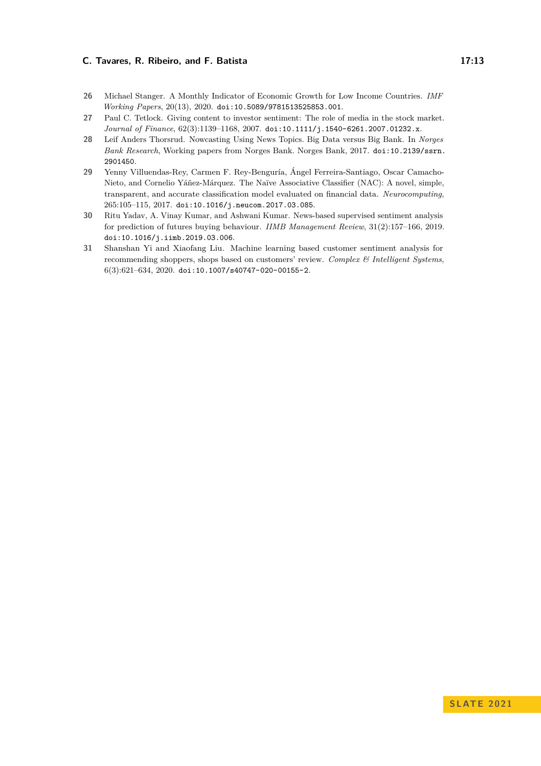26 Michael Stanger. A Monthly Indicator of Economic Growth for Low Income Countries. *IMF Working Papers*, 20(13), 2020. doi:10.5089/9781513525853.001.

27 Paul C. Tetlock. Giving content to investor sentiment: The role of media in the stock market. *Journal of Finance*, 62(3):1139–1168, 2007. doi:10.1111/j.1540-6261.2007.01232.x.

28 Leif Anders Thorsrud. Nowcasting Using News Topics. Big Data versus Big Bank. In *Norges Bank Research*, Working papers from Norges Bank. Norges Bank, 2017. doi:10.2139/ssrn.2901450.

29 Yenny Villuendas-Rey, Carmen F. Rey-Benguría, Ángel Ferreira-Santiago, Oscar Camacho-Nieto, and Cornelio Yáñez-Márquez. The Naïve Associative Classifier (NAC): A novel, simple, transparent, and accurate classification model evaluated on financial data. *Neurocomputing*, 265:105–115, 2017. doi:10.1016/j.neucom.2017.03.085.

30 Ritu Yadav, A. Vinay Kumar, and Ashwani Kumar. News-based supervised sentiment analysis for prediction of futures buying behaviour. *IIMB Management Review*, 31(2):157–166, 2019. doi:10.1016/j.iimb.2019.03.006.

31 Shanshan Yi and Xiaofang Liu. Machine learning based customer sentiment analysis for recommending shoppers, shops based on customers' review. *Complex & Intelligent Systems*, 6(3):621–634, 2020. doi:10.1007/s40747-020-00155-2.